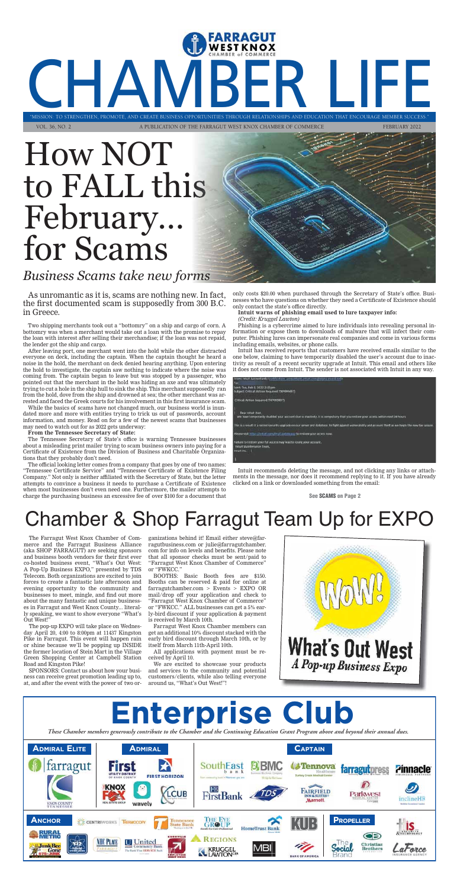# CHAMBER LIFE

FARRAGUT WEST KNOX CHAMBER of COMMERCE

"MISSION: TO STRENGTHEN, PROMOTE, AND CREATE BUSINESS OPPORTUNITIES THROUGH RELATIONSHIPS AND EDUCATION THAT ENCOURAGE MEMBER SUCCESS."

VOL. 36, NO. 2 — A PUBLICATION OF THE FARRAGUT WEST KNOX CHAMBER OF COMMERCE — FEBRUARY 2022

# How NOT to FALL this February... for Scams

*Business Scams take new forms*

As unromantic as it is, scams are nothing new. In fact, the first documented scam is supposedly from 300 B.C. in Greece.

Two shipping merchants took out a "bottomry" on a ship and cargo of corn. A bottomry was when a merchant would take out a loan with the promise to repay the loan with interest after selling their merchandise; if the loan was not repaid, the lender got the ship and cargo.

After leaving port, one merchant went into the hold while the other distracted everyone on deck, including the captain. When the captain thought he heard a noise in the hold, the merchant on deck denied hearing anything. Upon entering the hold to investigate, the captain saw nothing to indicate where the noise was coming from. The captain began to leave but was stopped by a passenger, who pointed out that the merchant in the hold was hiding an axe and was ultimately trying to cut a hole in the ship hull to sink the ship. This merchant supposedly ran from the hold, dove from the ship and drowned at sea; the other merchant was arrested and faced the Greek courts for his involvement in this first insurance scam.

While the basics of scams have not changed much, our business world is inundated more and more with entities trying to trick us out of passwords, account information, and money. Read on for a few of the newest scams that businesses may need to watch out for as 2022 gets underway:

**From the Tennessee Secretary of State:**

The Tennessee Secretary of State's office is warning Tennessee businesses about a misleading print mailer trying to scam business owners into paying for a Certificate of Existence from the Division of Business and Charitable Organizations that they probably don't need.

The official looking letter comes from a company that goes by one of two names: "Tennessee Certificate Service" and "Tennessee Certificate of Existence Filing Company." Not only is neither affiliated with the Secretary of State, but the letter attempts to convince a business it needs to purchase a Certificate of Existence when most businesses don't even need one. Furthermore, the mailer attempts to charge the purchasing business an excessive fee of over $100 for a document that only costs $20.00 when purchased through the Secretary of State's office. Businesses who have questions on whether they need a Certificate of Existence should only contact the state's office directly.

**Intuit warns of phishing email used to lure taxpayer info:**

*(Credit: Kruggel Lawton)*

Phishing is a cybercrime aimed to lure individuals into revealing personal information or expose them to downloads of malware that will infect their computer. Phishing lures can impersonate real companies and come in various forms including emails, websites, or phone calls.

Intuit has received reports that customers have received emails similar to the one below, claiming to have temporarily disabled the user's account due to inactivity as result of a recent security upgrade at Intuit. This email and others like it does not come from Intuit. The sender is not associated with Intuit in any way.

> From: Intuit Accountant
> Sent: Tue, Feb 1 2022 2:03 pm
> Subject: Critical Action Required (TKP099897)
>
> Critical Action Required (TKP099897)
>
> Dear intuit User,
> We have temporarily disabled your account due to inactivity. It is compulsory that you restore your access within next 24 hours.
>
> This is a result of a recent security upgrade on our server and database, to fight against vulnerability and account theft as we begin the new tax season.
>
> Please visit to restore your access now.
>
> Failure to restore your full access may lead to losing your account.
> Intuit Maintenance Team,
> Intuit Inc.

Intuit recommends deleting the message, and not clicking any links or attachments in the message, nor does it recommend replying to it. If you have already clicked on a link or downloaded something from the email:

See SCAMS on Page 2

# Chamber & Shop Farragut Team Up for EXPO

The Farragut West Knox Chamber of Commerce and the Farragut Business Alliance (aka SHOP FARRAGUT) are seeking sponsors and business booth vendors for their first ever co-hosted business event, "What's Out West: A Pop-Up Business EXPO," presented by TDS Telecom. Both organizations are excited to join forces to create a fantastic late afternoon and evening opportunity to the community and businesses to meet, mingle, and find out more about the many fantastic and unique businesses in Farragut and West Knox County... literally speaking, we want to show everyone "What's Out West!"

The pop-up EXPO will take place on Wednesday April 20, 4:00 to 8:00pm at 11437 Kingston Pike in Farragut. This event will happen rain or shine because we'll be popping up INSIDE the former location of Stein Mart in the Village Green Shopping Center at Campbell Station Road and Kingston Pike!

SPONSORS: Contact us about how your business can receive great promotion leading up to, at, and after the event with the power of two organizations behind it! Email either steve@farragutbusiness.com or julie@farragutchamber.com for info on levels and benefits. Please note that all sponsor checks must be sent/paid to "Farragut West Knox Chamber of Commerce" or "FWKCC."

BOOTHS: Basic Booth fees are $150. Booths can be reserved & paid for online at farragutchamber.com > Events > EXPO OR mail/drop off your application and check to "Farragut West Knox Chamber of Commerce" or "FWKCC." ALL businesses can get a 5% early-bird discount if your application & payment is received by March 10th.

Farragut West Knox Chamber members can get an additional 10% discount stacked with the early bird discount through March 10th, or by itself from March 11th-April 10th.

All applications with payment must be received by April 10.

We are excited to showcase your products and services to the community and potential customers/clients, while also telling everyone around us, "What's Out West"!

WOW! What's Out West — A Pop-up Business Expo

# Enterprise Club

*These Chamber members generously contribute to the Chamber and the Continuing Education Grant Program above and beyond their annual dues.*

**ADMIRAL ELITE:** Farragut; Knox County Tennessee

**ADMIRAL:** First Utility District of Knox County; First Horizon; Knox Fox Real Estate Group; Wavely; LCUB

**CAPTAIN:** SouthEast Bank; BMC; Tennova Healthcare Turkey Creek Medical Center; farragutpress; Pinnacle Financial Partners; FirstBank; TDS; Fairfield Inn & Suites Marriott; Parkwest Medical Center; inclineHR

**ANCHOR:** Centriworks; Thermocopy; Tennessee State Bank; The Eye Group; HomeTrust Bank; KUB; Rural Metro; NHC Place Farragut; United Community Bank; Knoxville TVA Employees Credit Union; Regions; MBI; Kruggel Lawton CPA; Bank of America; JunkBee Gone; 912 Pearl

**PROPELLER:** HIS Security & Technology; The Social Brand; Christian Brothers Automotive; LaForce Insurance Agency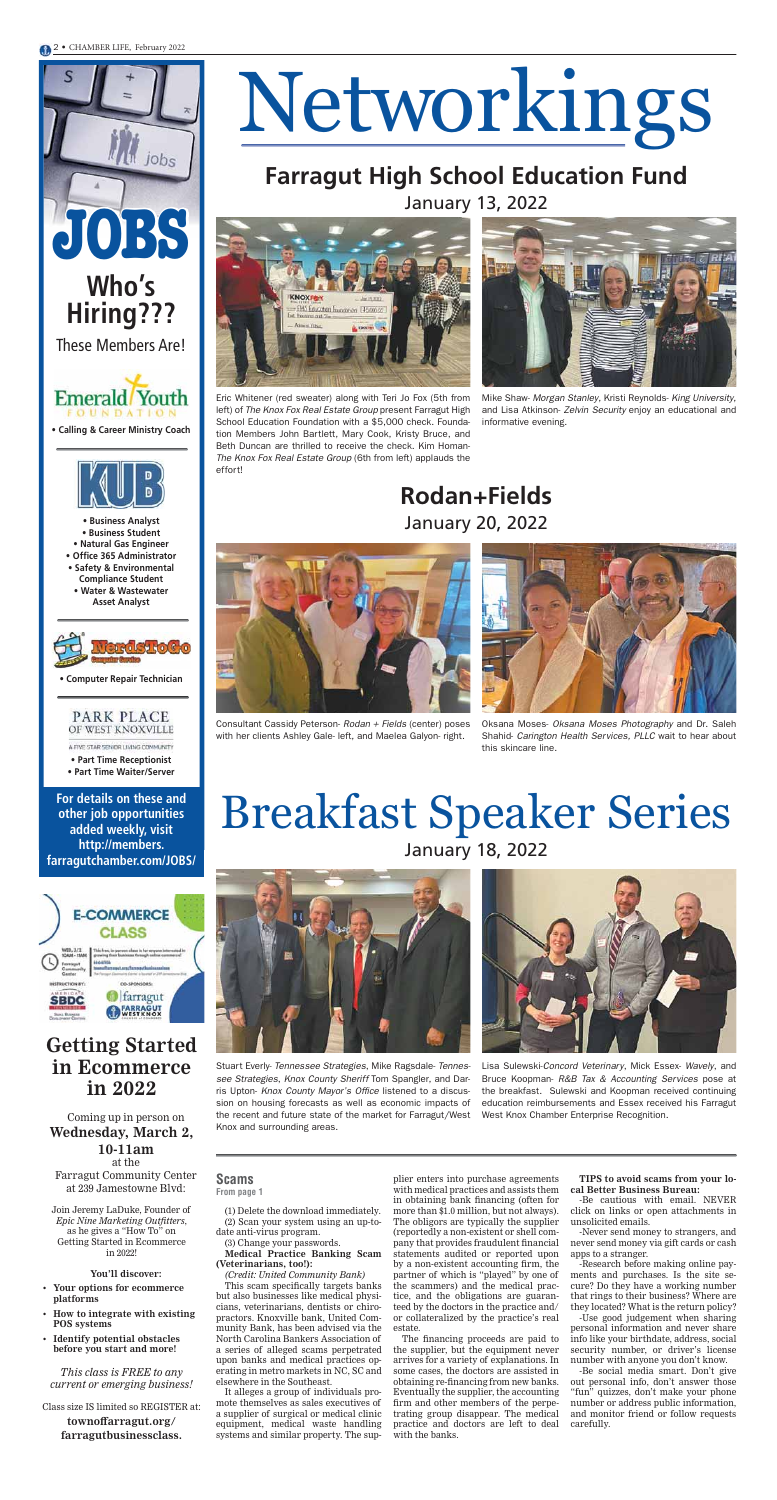# Networkings

## Farragut High School Education Fund

January 13, 2022

Eric Whitener (red sweater) along with Teri Jo Fox (5th from left) of *The Knox Fox Real Estate Group* present Farragut High School Education Foundation with a $5,000 check. Foundation Members John Bartlett, Mary Cook, Kristy Bruce, and Beth Duncan are thrilled to receive the check. Kim Homan- *The Knox Fox Real Estate Group* (6th from left) applauds the effort!

Mike Shaw- *Morgan Stanley*, Kristi Reynolds- *King University*, and Lisa Atkinson- *Zelvin Security* enjoy an educational and informative evening.

## Rodan+Fields

January 20, 2022

Consultant Cassidy Peterson- *Rodan + Fields* (center) poses with her clients Ashley Gale- left, and Maelea Galyon- right.

Oksana Moses- *Oksana Moses Photography* and Dr. Saleh Shahid- *Carington Health Services, PLLC* wait to hear about this skincare line.

# Breakfast Speaker Series

January 18, 2022

Stuart Everly- *Tennessee Strategies*, Mike Ragsdale- *Tennessee Strategies*, *Knox County Sheriff* Tom Spangler, and Darris Upton- *Knox County Mayor's Office* listened to a discussion on housing forecasts as well as economic impacts of the recent and future state of the market for Farragut/West Knox and surrounding areas.

Lisa Sulewski-*Concord Veterinary*, Mick Essex- *Wavely*, and Bruce Koopman- *R&B Tax & Accounting Services* pose at the breakfast. Sulewski and Koopman received continuing education reimbursements and Essex received his Farragut West Knox Chamber Enterprise Recognition.

# JOBS

## Who's Hiring???

These Members Are!

**Emerald Youth Foundation**

- Calling & Career Ministry Coach

**KUB**

- Business Analyst
- Business Student
- Natural Gas Engineer
- Office 365 Administrator
- Safety & Environmental Compliance Student
- Water & Wastewater Asset Analyst

**NerdsToGo**

- Computer Repair Technician

**Park Place of West Knoxville**

- Part Time Receptionist
- Part Time Waiter/Server

**For details on these and other job opportunities added weekly, visit http://members.farragutchamber.com/JOBS/**

## Getting Started in Ecommerce in 2022

Coming up in person on **Wednesday, March 2, 10-11am** at the Farragut Community Center at 239 Jamestowne Blvd:

Join Jeremy LaDuke, Founder of *Epic Nine Marketing Outfitters*, as he gives a "How To" on Getting Started in Ecommerce in 2022!

**You'll discover:**

- **Your options for ecommerce platforms**
- **How to integrate with existing POS systems**
- **Identify potential obstacles before you start and more!**

*This class is FREE to any current or emerging business!*

Class size IS limited so REGISTER at: **townoffarragut.org/farragutbusinessclass.**

### Scams

From page 1

(1) Delete the download immediately.
(2) Scan your system using an up-to-date anti-virus program.
(3) Change your passwords.

**Medical Practice Banking Scam (Veterinarians, too!):**

*(Credit: United Community Bank)*

This scam specifically targets banks but also businesses like medical physicians, veterinarians, dentists or chiropractors. Knoxville bank, United Community Bank, has been advised via the North Carolina Bankers Association of a series of alleged scams perpetrated upon banks and medical practices operating in metro markets in NC, SC and elsewhere in the Southeast.

It alleges a group of individuals promote themselves as sales executives of a supplier of surgical or medical clinic equipment, medical waste handling systems and similar property. The supplier enters into purchase agreements with medical practices and assists them in obtaining bank financing (often for more than $1.0 million, but not always). The obligors are typically the supplier (reportedly a non-existent or shell company that provides fraudulent financial statements audited or reported upon by a non-existent accounting firm, the partner of which is "played" by one of the scammers) and the medical practice, and the obligations are guaranteed by the doctors in the practice and/or collateralized by the practice's real estate.

The financing proceeds are paid to the supplier, but the equipment never arrives for a variety of explanations. In some cases, the doctors are assisted in obtaining re-financing from new banks. Eventually the supplier, the accounting firm and other members of the perpetrating group disappear. The medical practice and doctors are left to deal with the banks.

**TIPS to avoid scams from your local Better Business Bureau:**

-Be cautious with email. NEVER click on links or open attachments in unsolicited emails.

-Never send money to strangers, and never send money via gift cards or cash apps to a stranger.

-Research before making online payments and purchases. Is the site secure? Do they have a working number that rings to their business? Where are they located? What is the return policy?

-Use good judgement when sharing personal information and never share info like your birthdate, address, social security number, or driver's license number with anyone you don't know.

-Be social media smart. Don't give out personal info, don't answer those "fun" quizzes, don't make your phone number or address public information, and monitor friend or follow requests carefully.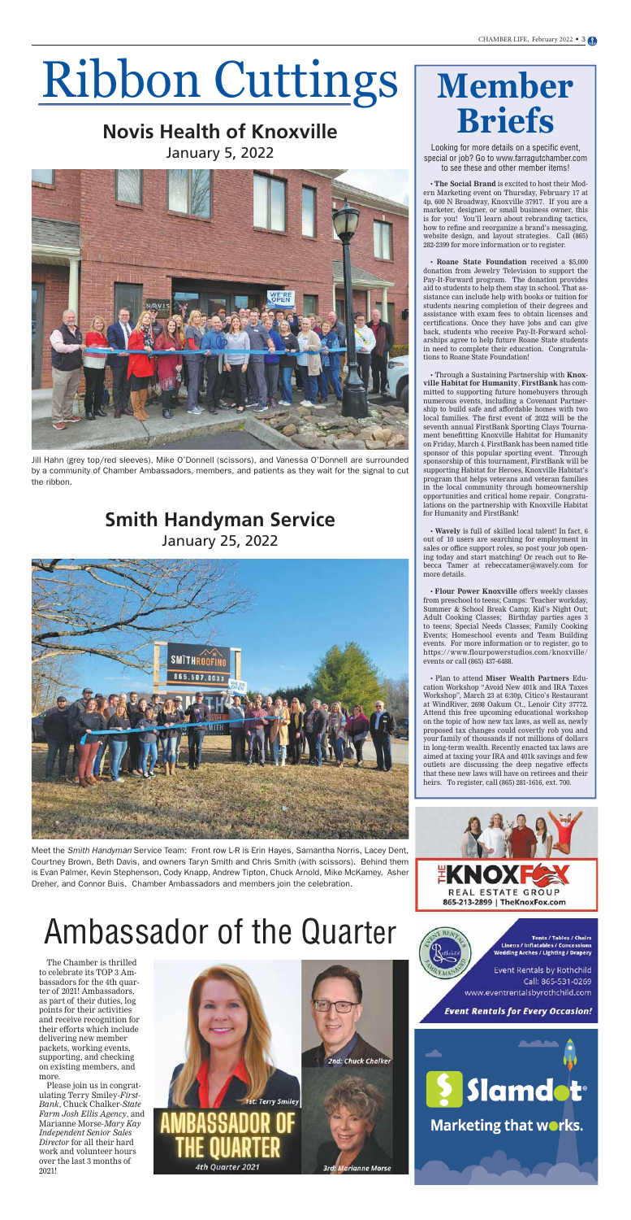# Ribbon Cuttings

## Novis Health of Knoxville

January 5, 2022

Jill Hahn (grey top/red sleeves), Mike O'Donnell (scissors), and Vanessa O'Donnell are surrounded by a community of Chamber Ambassadors, members, and patients as they wait for the signal to cut the ribbon.

## Smith Handyman Service

January 25, 2022

Meet the *Smith Handyman* Service Team: Front row L-R is Erin Hayes, Samantha Norris, Lacey Dent, Courtney Brown, Beth Davis, and owners Taryn Smith and Chris Smith (with scissors). Behind them is Evan Palmer, Kevin Stephenson, Cody Knapp, Andrew Tipton, Chuck Arnold, Mike McKamey, Asher Dreher, and Connor Buis. Chamber Ambassadors and members join the celebration.

# Ambassador of the Quarter

The Chamber is thrilled to celebrate its TOP 3 Ambassadors for the 4th quarter of 2021! Ambassadors, as part of their duties, log points for their activities and receive recognition for their efforts which include delivering new member packets, working events, supporting, and checking on existing members, and more.

Please join us in congratulating Terry Smiley-*First-Bank*, Chuck Chalker-*State Farm Josh Ellis Agency*, and Marianne Morse-*Mary Kay Independent Senior Sales Director* for all their hard work and volunteer hours over the last 3 months of 2021!

1st: Terry Smiley

2nd: Chuck Chalker

3rd: Marianne Morse

AMBASSADOR OF THE QUARTER

4th Quarter 2021

# Member Briefs

Looking for more details on a specific event, special or job? Go to www.farragutchamber.com to see these and other member items!

• **The Social Brand** is excited to host their Modern Marketing event on Thursday, February 17 at 4p, 600 N Broadway, Knoxville 37917. If you are a marketer, designer, or small business owner, this is for you! You'll learn about rebranding tactics, how to refine and reorganize a brand's messaging, website design, and layout strategies. Call (865) 282-2399 for more information or to register.

• **Roane State Foundation** received a $5,000 donation from Jewelry Television to support the Pay-It-Forward program. The donation provides aid to students to help them stay in school. That assistance can include help with books or tuition for students nearing completion of their degrees and assistance with exam fees to obtain licenses and certifications. Once they have jobs and can give back, students who receive Pay-It-Forward scholarships agree to help future Roane State students in need to complete their education. Congratulations to Roane State Foundation!

• Through a Sustaining Partnership with **Knoxville Habitat for Humanity**, **FirstBank** has committed to supporting future homebuyers through numerous events, including a Covenant Partnership to build safe and affordable homes with two local families. The first event of 2022 will be the seventh annual FirstBank Sporting Clays Tournament benefitting Knoxville Habitat for Humanity on Friday, March 4. FirstBank has been named title sponsor of this popular sporting event. Through sponsorship of this tournament, FirstBank will be supporting Habitat for Heroes, Knoxville Habitat's program that helps veterans and veteran families in the local community through homeownership opportunities and critical home repair. Congratulations on the partnership with Knoxville Habitat for Humanity and FirstBank!

• **Wavely** is full of skilled local talent! In fact, 6 out of 10 users are searching for employment in sales or office support roles, so post your job opening today and start matching! Or reach out to Rebecca Tamer at rebeccatamer@wavely.com for more details.

• **Flour Power Knoxville** offers weekly classes from preschool to teens; Camps: Teacher workday, Summer & School Break Camp; Kid's Night Out; Adult Cooking Classes; Birthday parties ages 3 to teens; Special Needs Classes; Family Cooking Events; Homeschool events and Team Building events. For more information or to register, go to https://www.flourpowerstudios.com/knoxville/events or call (865) 437-6488.

• Plan to attend **Miser Wealth Partners** Education Workshop "Avoid New 401k and IRA Taxes Workshop", March 23 at 6:30p, Citico's Restaurant at WindRiver, 2698 Oakum Ct., Lenoir City 37772. Attend this free upcoming educational workshop on the topic of how new tax laws, as well as, newly proposed tax changes could covertly rob you and your family of thousands if not millions of dollars in long-term wealth. Recently enacted tax laws are aimed at taxing your IRA and 401k savings and few outlets are discussing the deep negative effects that these new laws will have on retirees and their heirs. To register, call (865) 281-1616, ext. 700.

THE KNOX FOX REAL ESTATE GROUP
865-213-2899 | TheKnoxFox.com

Tents / Tables / Chairs
Linens / Inflatables / Concessions
Wedding Arches / Lighting / Drapery

Event Rentals by Rothchild
Call: 865-531-0269
www.eventrentalsbyrothchild.com

**Event Rentals for Every Occasion!**

Slamdot®
Marketing that works.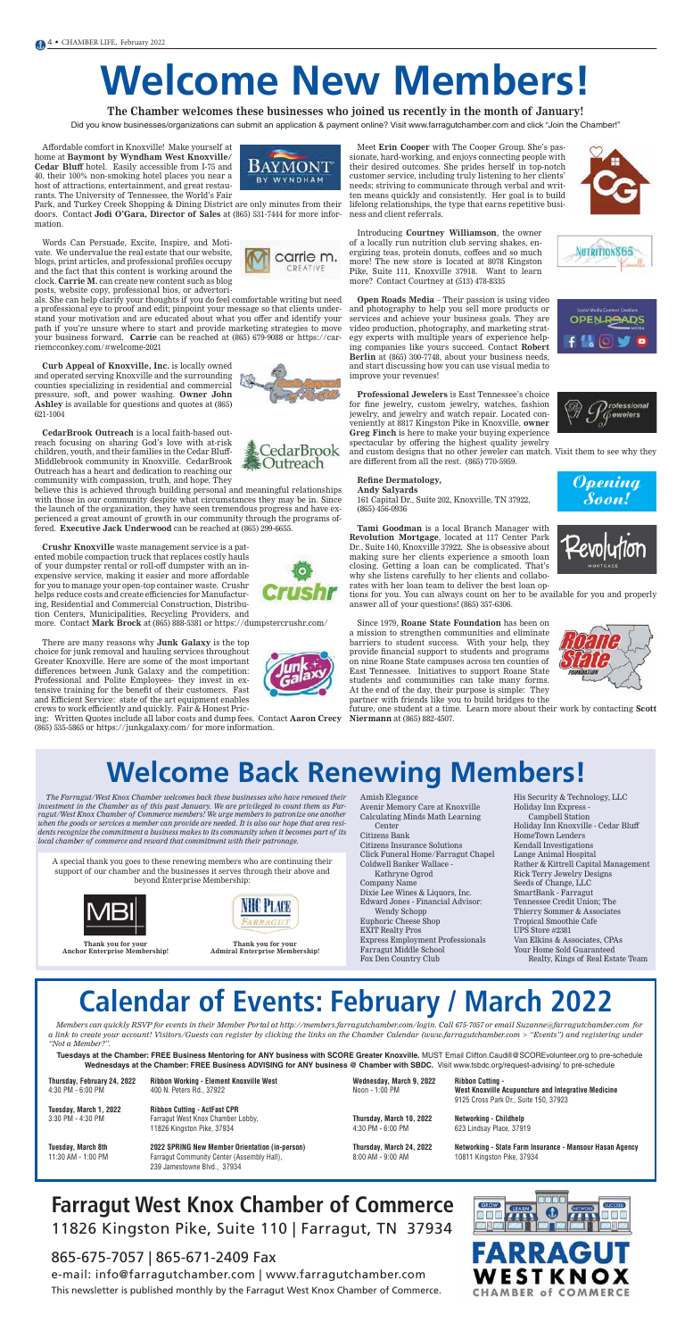# Welcome New Members!

**The Chamber welcomes these businesses who joined us recently in the month of January!**

Did you know businesses/organizations can submit an application & payment online? Visit www.farragutchamber.com and click "Join the Chamber!"

Affordable comfort in Knoxville! Make yourself at home at **Baymont by Wyndham West Knoxville/ Cedar Bluff** hotel. Easily accessible from I-75 and 40, their 100% non-smoking hotel places you near a host of attractions, entertainment, and great restaurants. The University of Tennessee, the World's Fair Park, and Turkey Creek Shopping & Dining District are only minutes from their doors. Contact **Jodi O'Gara, Director of Sales** at (865) 531-7444 for more information.

Words Can Persuade, Excite, Inspire, and Motivate. We undervalue the real estate that our website, blogs, print articles, and professional profiles occupy and the fact that this content is working around the clock. **Carrie M.** can create new content such as blog posts, website copy, professional bios, or advertorials. She can help clarify your thoughts if you do feel comfortable writing but need a professional eye to proof and edit; pinpoint your message so that clients understand your motivation and are educated about what you offer and identify your path if you're unsure where to start and provide marketing strategies to move your business forward. **Carrie** can be reached at (865) 679-9088 or https://carriemconkey.com/#welcome-2021

**Curb Appeal of Knoxville, Inc.** is locally owned and operated serving Knoxville and the surrounding counties specializing in residential and commercial pressure, soft, and power washing. **Owner John Ashley** is available for questions and quotes at (865) 621-1004

**CedarBrook Outreach** is a local faith-based outreach focusing on sharing God's love with at-risk children, youth, and their families in the Cedar Bluff-Middlebrook community in Knoxville. CedarBrook Outreach has a heart and dedication to reaching our community with compassion, truth, and hope. They believe this is achieved through building personal and meaningful relationships with those in our community despite what circumstances they may be in. Since the launch of the organization, they have seen tremendous progress and have experienced a great amount of growth in our community through the programs offered. **Executive Jack Underwood** can be reached at (865) 299-6655.

**Crushr Knoxville** waste management service is a patented mobile compaction truck that replaces costly hauls of your dumpster rental or roll-off dumpster with an inexpensive service, making it easier and more affordable for you to manage your open-top container waste. Crushr helps reduce costs and create efficiencies for Manufacturing, Residential and Commercial Construction, Distribution Centers, Municipalities, Recycling Providers, and more. Contact **Mark Brock** at (865) 888-5381 or https://dumpstercrushr.com/

There are many reasons why **Junk Galaxy** is the top choice for junk removal and hauling services throughout Greater Knoxville. Here are some of the most important differences between Junk Galaxy and the competition: Professional and Polite Employees- they invest in extensive training for the benefit of their customers. Fast and Efficient Service: state of the art equipment enables crews to work efficiently and quickly. Fair & Honest Pricing: Written Quotes include all labor costs and dump fees. Contact **Aaron Crecy** (865) 535-5865 or https://junkgalaxy.com/ for more information.

Meet **Erin Cooper** with The Cooper Group. She's passionate, hard-working, and enjoys connecting people with their desired outcomes. She prides herself in top-notch customer service, including truly listening to her clients' needs; striving to communicate through verbal and written means quickly and consistently. Her goal is to build lifelong relationships, the type that earns repetitive business and client referrals.

Introducing **Courtney Williamson**, the owner of a locally run nutrition club serving shakes, energizing teas, protein donuts, coffees and so much more! The new store is located at 8078 Kingston Pike, Suite 111, Knoxville 37918. Want to learn more? Contact Courtney at (513) 478-8335

**Open Roads Media** – Their passion is using video and photography to help you sell more products or services and achieve your business goals. They are video production, photography, and marketing strategy experts with multiple years of experience helping companies like yours succeed. Contact **Robert Berlin** at (865) 300-7748, about your business needs, and start discussing how you can use visual media to improve your revenues!

**Professional Jewelers** is East Tennessee's choice for fine jewelry, custom jewelry, watches, fashion jewelry, and jewelry and watch repair. Located conveniently at 6817 Kingston Pike in Knoxville, **owner Greg Finch** is here to make your buying experience spectacular by offering the highest quality jewelry and custom designs that no other jeweler can match. Visit them to see why they are different from all the rest. (865) 770-5959.

**Refine Dermatology,**
**Andy Salyards**
161 Capital Dr., Suite 202, Knoxville, TN 37922, (865) 456-0936

*Opening Soon!*

**Tami Goodman** is a local Branch Manager with **Revolution Mortgage**, located at 117 Center Park Dr., Suite 140, Knoxville 37922. She is obsessive about making sure her clients experience a smooth loan closing. Getting a loan can be complicated. That's why she listens carefully to her clients and collaborates with her loan team to deliver the best loan options for you. You can always count on her to be available for you and properly answer all of your questions! (865) 357-6306.

Since 1979, **Roane State Foundation** has been on a mission to strengthen communities and eliminate barriers to student success. With your help, they provide financial support to students and programs on nine Roane State campuses across ten counties of East Tennessee. Initiatives to support Roane State students and communities can take many forms. At the end of the day, their purpose is simple: They partner with friends like you to build bridges to the future, one student at a time. Learn more about their work by contacting **Scott Niermann** at (865) 882-4507.

# Welcome Back Renewing Members!

*The Farragut/West Knox Chamber welcomes back these businesses who have renewed their investment in the Chamber as of this past January. We are privileged to count them as Farragut/West Knox Chamber of Commerce members! We urge members to patronize one another when the goods or services a member can provide are needed. It is also our hope that area residents recognize the commitment a business makes to its community when it becomes part of its local chamber of commerce and reward that commitment with their patronage.*

A special thank you goes to these renewing members who are continuing their support of our chamber and the businesses it serves through their above and beyond Enterprise Membership:

**Thank you for your Anchor Enterprise Membership!**

**Thank you for your Admiral Enterprise Membership!**

- Amish Elegance
- Avenir Memory Care at Knoxville
- Calculating Minds Math Learning Center
- Citizens Bank
- Citizens Insurance Solutions
- Click Funeral Home/Farragut Chapel
- Coldwell Banker Wallace - Kathryne Ogrod
- Company Name
- Dixie Lee Wines & Liquors, Inc.
- Edward Jones - Financial Advisor: Wendy Schopp
- Euphoric Cheese Shop
- EXIT Realty Pros
- Express Employment Professionals
- Farragut Middle School
- Fox Den Country Club
- His Security & Technology, LLC
- Holiday Inn Express - Campbell Station
- Holiday Inn Knoxville - Cedar Bluff
- HomeTown Lenders
- Kendall Investigations
- Lange Animal Hospital
- Rather & Kittrell Capital Management
- Rick Terry Jewelry Designs
- Seeds of Change, LLC
- SmartBank - Farragut
- Tennessee Credit Union; The
- Thierry Sommer & Associates
- Tropical Smoothie Cafe
- UPS Store #2381
- Van Elkins & Associates, CPAs
- Your Home Sold Guaranteed Realty, Kings of Real Estate Team

# Calendar of Events: February / March 2022

*Members can quickly RSVP for events in their Member Portal at http://members.farragutchamber.com/login. Call 675-7057 or email Suzanne@farragutchamber.com for a link to create your account! Visitors/Guests can register by clicking the links on the Chamber Calendar (www.farragutchamber.com > "Events") and registering under "Not a Member?".*

**Tuesdays at the Chamber: FREE Business Mentoring for ANY business with SCORE Greater Knoxville.** MUST Email Clifton.Caudill@SCOREvolunteer.org to pre-schedule
**Wednesdays at the Chamber: FREE Business ADVISING for ANY business @ Chamber with SBDC.** Visit www.tsbdc.org/request-advising/ to pre-schedule

**Thursday, February 24, 2022**
4:30 PM - 6:00 PM
**Ribbon Working - Element Knoxville West**
400 N. Peters Rd., 37922

**Tuesday, March 1, 2022**
3:30 PM - 4:30 PM
**Ribbon Cutting - ActFast CPR**
Farragut West Knox Chamber Lobby, 11826 Kingston Pike, 37934

**Tuesday, March 8th**
11:30 AM - 1:00 PM
**2022 SPRING New Member Orientation (in-person)**
Farragut Community Center (Assembly Hall), 239 Jamestowne Blvd., 37934

**Wednesday, March 9, 2022**
Noon - 1:00 PM
**Ribbon Cutting - West Knoxville Acupuncture and Integrative Medicine**
9125 Cross Park Dr., Suite 150, 37923

**Thursday, March 10, 2022**
4:30 PM - 6:00 PM
**Networking - Childhelp**
623 Lindsay Place, 37919

**Thursday, March 24, 2022**
8:00 AM - 9:00 AM
**Networking - State Farm Insurance - Mansour Hasan Agency**
10811 Kingston Pike, 37934

## Farragut West Knox Chamber of Commerce

11826 Kingston Pike, Suite 110 | Farragut, TN 37934

865-675-7057 | 865-671-2409 Fax

e-mail: info@farragutchamber.com | www.farragutchamber.com

This newsletter is published monthly by the Farragut West Knox Chamber of Commerce.